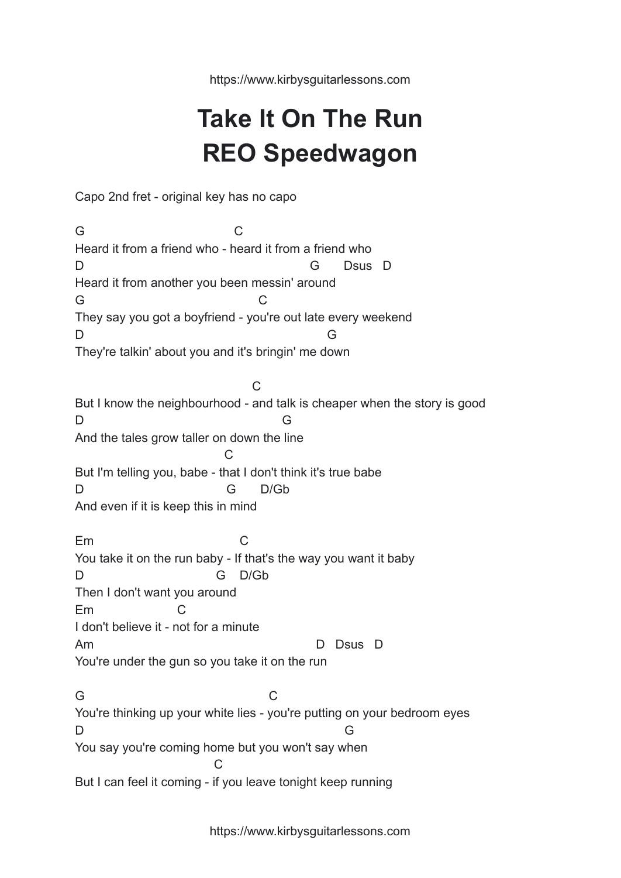# Take It On The Run
# REO Speedwagon

Capo 2nd fret - original key has no capo

```
G                              C
Heard it from a friend who - heard it from a friend who
D                                          G       Dsus   D
Heard it from another you been messin' around
G                                C
They say you got a boyfriend - you're out late every weekend
D                                            G
They're talkin' about you and it's bringin' me down

                                C
But I know the neighbourhood - and talk is cheaper when the story is good
D                                   G
And the tales grow taller on down the line
                            C
But I'm telling you, babe - that I don't think it's true babe
D                         G       D/Gb
And even if it is keep this in mind

Em                             C
You take it on the run baby - If that's the way you want it baby
D                        G    D/Gb
Then I don't want you around
Em                 C
I don't believe it - not for a minute
Am                                         D   Dsus   D
You're under the gun so you take it on the run

G                                  C
You're thinking up your white lies - you're putting on your bedroom eyes
D                                              G
You say you're coming home but you won't say when
                          C
But I can feel it coming - if you leave tonight keep running
```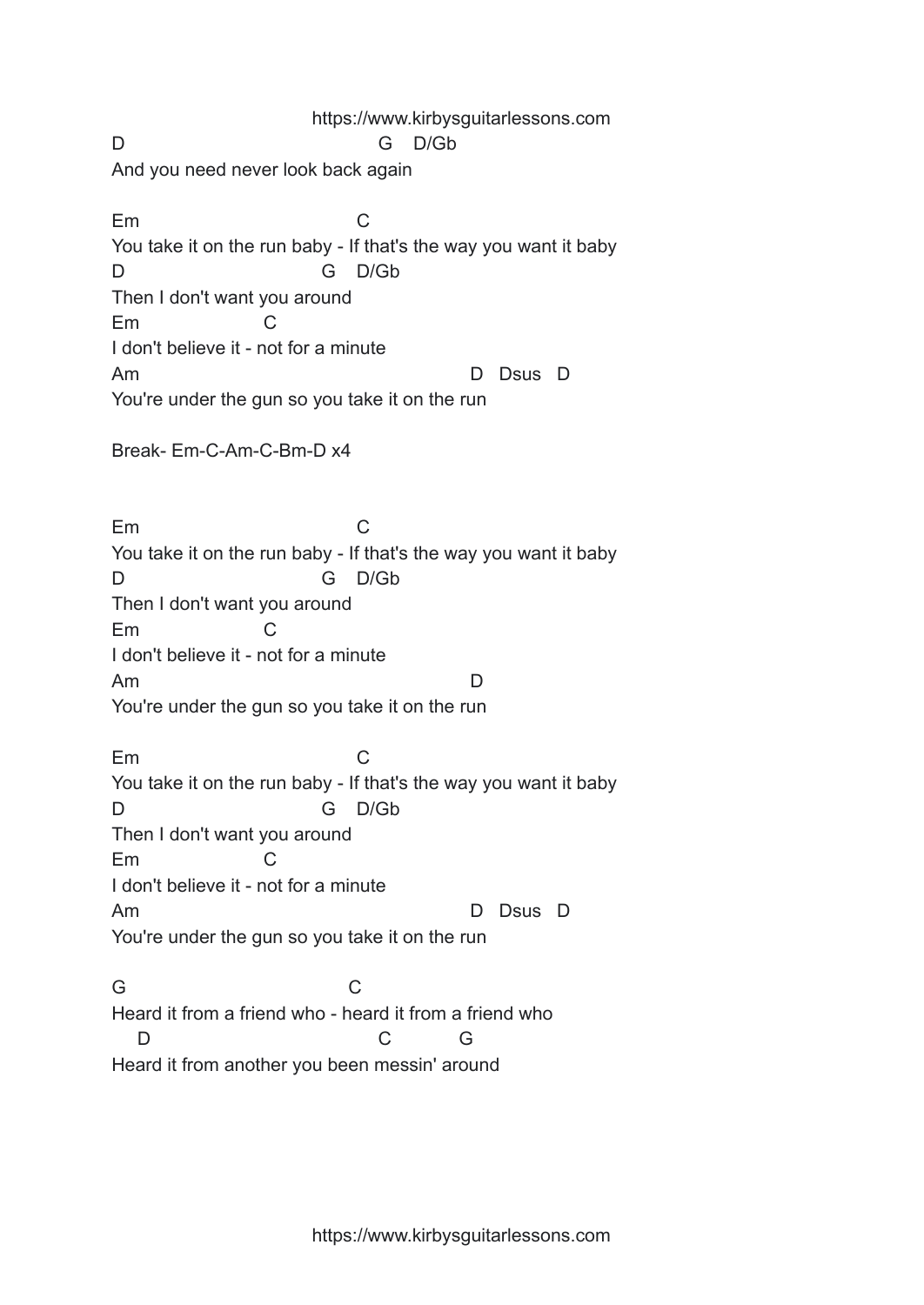```
D                                    G   D/Gb
And you need never look back again

Em                             C
You take it on the run baby - If that's the way you want it baby
D                        G   D/Gb
Then I don't want you around
Em              C
I don't believe it - not for a minute
Am                                       D   Dsus   D
You're under the gun so you take it on the run
```

Break- Em-C-Am-C-Bm-D x4

```
Em                             C
You take it on the run baby - If that's the way you want it baby
D                        G   D/Gb
Then I don't want you around
Em              C
I don't believe it - not for a minute
Am                                       D
You're under the gun so you take it on the run

Em                             C
You take it on the run baby - If that's the way you want it baby
D                        G   D/Gb
Then I don't want you around
Em              C
I don't believe it - not for a minute
Am                                       D   Dsus   D
You're under the gun so you take it on the run

G                              C
Heard it from a friend who - heard it from a friend who
   D                              C          G
Heard it from another you been messin' around
```